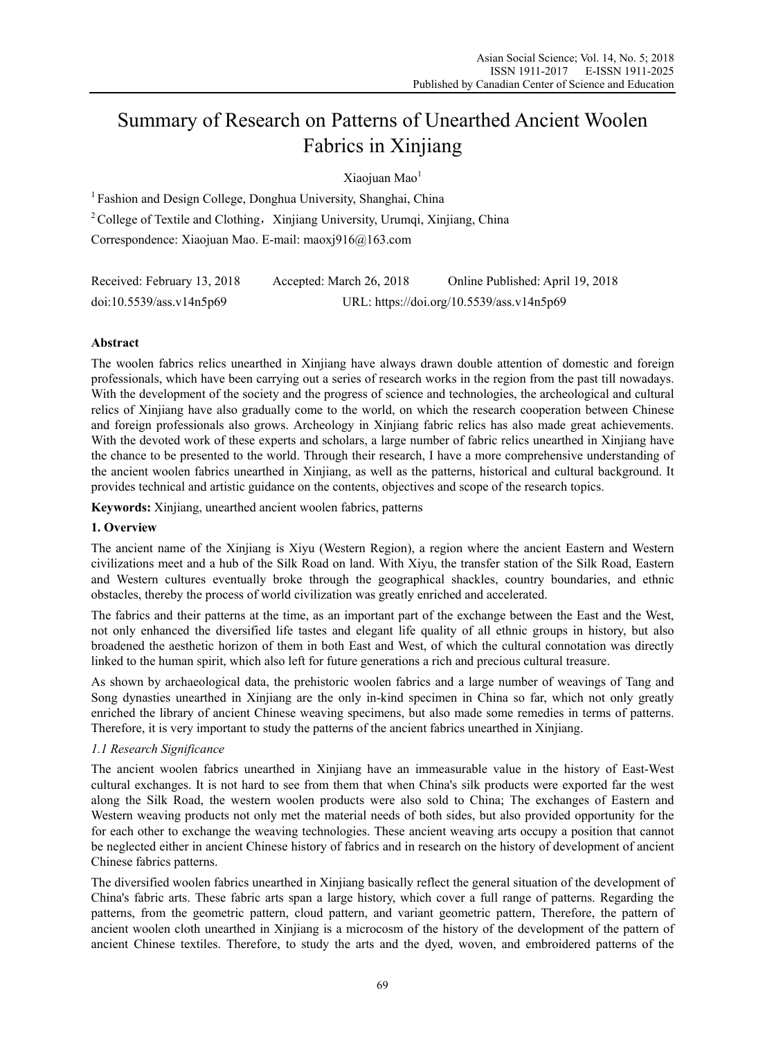# Summary of Research on Patterns of Unearthed Ancient Woolen Fabrics in Xinjiang

Xiaojuan Mao[1]

[1] Fashion and Design College, Donghua University, Shanghai, China

[2] College of Textile and Clothing，Xinjiang University, Urumqi, Xinjiang, China

Correspondence: Xiaojuan Mao. E-mail: maoxj916@163.com

Received: February 13, 2018　　Accepted: March 26, 2018　　Online Published: April 19, 2018

doi:10.5539/ass.v14n5p69　　URL: https://doi.org/10.5539/ass.v14n5p69

## Abstract

The woolen fabrics relics unearthed in Xinjiang have always drawn double attention of domestic and foreign professionals, which have been carrying out a series of research works in the region from the past till nowadays. With the development of the society and the progress of science and technologies, the archeological and cultural relics of Xinjiang have also gradually come to the world, on which the research cooperation between Chinese and foreign professionals also grows. Archeology in Xinjiang fabric relics has also made great achievements. With the devoted work of these experts and scholars, a large number of fabric relics unearthed in Xinjiang have the chance to be presented to the world. Through their research, I have a more comprehensive understanding of the ancient woolen fabrics unearthed in Xinjiang, as well as the patterns, historical and cultural background. It provides technical and artistic guidance on the contents, objectives and scope of the research topics.

**Keywords:** Xinjiang, unearthed ancient woolen fabrics, patterns

## 1. Overview

The ancient name of the Xinjiang is Xiyu (Western Region), a region where the ancient Eastern and Western civilizations meet and a hub of the Silk Road on land. With Xiyu, the transfer station of the Silk Road, Eastern and Western cultures eventually broke through the geographical shackles, country boundaries, and ethnic obstacles, thereby the process of world civilization was greatly enriched and accelerated.

The fabrics and their patterns at the time, as an important part of the exchange between the East and the West, not only enhanced the diversified life tastes and elegant life quality of all ethnic groups in history, but also broadened the aesthetic horizon of them in both East and West, of which the cultural connotation was directly linked to the human spirit, which also left for future generations a rich and precious cultural treasure.

As shown by archaeological data, the prehistoric woolen fabrics and a large number of weavings of Tang and Song dynasties unearthed in Xinjiang are the only in-kind specimen in China so far, which not only greatly enriched the library of ancient Chinese weaving specimens, but also made some remedies in terms of patterns. Therefore, it is very important to study the patterns of the ancient fabrics unearthed in Xinjiang.

### *1.1 Research Significance*

The ancient woolen fabrics unearthed in Xinjiang have an immeasurable value in the history of East-West cultural exchanges. It is not hard to see from them that when China's silk products were exported far the west along the Silk Road, the western woolen products were also sold to China; The exchanges of Eastern and Western weaving products not only met the material needs of both sides, but also provided opportunity for the for each other to exchange the weaving technologies. These ancient weaving arts occupy a position that cannot be neglected either in ancient Chinese history of fabrics and in research on the history of development of ancient Chinese fabrics patterns.

The diversified woolen fabrics unearthed in Xinjiang basically reflect the general situation of the development of China's fabric arts. These fabric arts span a large history, which cover a full range of patterns. Regarding the patterns, from the geometric pattern, cloud pattern, and variant geometric pattern, Therefore, the pattern of ancient woolen cloth unearthed in Xinjiang is a microcosm of the history of the development of the pattern of ancient Chinese textiles. Therefore, to study the arts and the dyed, woven, and embroidered patterns of the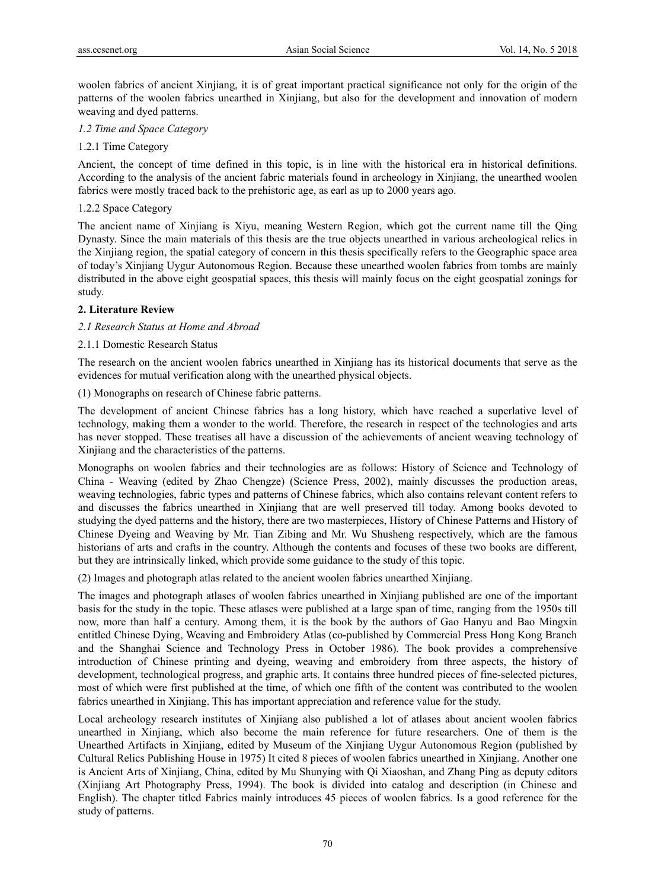woolen fabrics of ancient Xinjiang, it is of great important practical significance not only for the origin of the patterns of the woolen fabrics unearthed in Xinjiang, but also for the development and innovation of modern weaving and dyed patterns.

*1.2 Time and Space Category*

1.2.1 Time Category

Ancient, the concept of time defined in this topic, is in line with the historical era in historical definitions. According to the analysis of the ancient fabric materials found in archeology in Xinjiang, the unearthed woolen fabrics were mostly traced back to the prehistoric age, as earl as up to 2000 years ago.

1.2.2 Space Category

The ancient name of Xinjiang is Xiyu, meaning Western Region, which got the current name till the Qing Dynasty. Since the main materials of this thesis are the true objects unearthed in various archeological relics in the Xinjiang region, the spatial category of concern in this thesis specifically refers to the Geographic space area of today's Xinjiang Uygur Autonomous Region. Because these unearthed woolen fabrics from tombs are mainly distributed in the above eight geospatial spaces, this thesis will mainly focus on the eight geospatial zonings for study.

## 2. Literature Review

*2.1 Research Status at Home and Abroad*

2.1.1 Domestic Research Status

The research on the ancient woolen fabrics unearthed in Xinjiang has its historical documents that serve as the evidences for mutual verification along with the unearthed physical objects.

(1) Monographs on research of Chinese fabric patterns.

The development of ancient Chinese fabrics has a long history, which have reached a superlative level of technology, making them a wonder to the world. Therefore, the research in respect of the technologies and arts has never stopped. These treatises all have a discussion of the achievements of ancient weaving technology of Xinjiang and the characteristics of the patterns.

Monographs on woolen fabrics and their technologies are as follows: History of Science and Technology of China - Weaving (edited by Zhao Chengze) (Science Press, 2002), mainly discusses the production areas, weaving technologies, fabric types and patterns of Chinese fabrics, which also contains relevant content refers to and discusses the fabrics unearthed in Xinjiang that are well preserved till today. Among books devoted to studying the dyed patterns and the history, there are two masterpieces, History of Chinese Patterns and History of Chinese Dyeing and Weaving by Mr. Tian Zibing and Mr. Wu Shusheng respectively, which are the famous historians of arts and crafts in the country. Although the contents and focuses of these two books are different, but they are intrinsically linked, which provide some guidance to the study of this topic.

(2) Images and photograph atlas related to the ancient woolen fabrics unearthed Xinjiang.

The images and photograph atlases of woolen fabrics unearthed in Xinjiang published are one of the important basis for the study in the topic. These atlases were published at a large span of time, ranging from the 1950s till now, more than half a century. Among them, it is the book by the authors of Gao Hanyu and Bao Mingxin entitled Chinese Dying, Weaving and Embroidery Atlas (co-published by Commercial Press Hong Kong Branch and the Shanghai Science and Technology Press in October 1986). The book provides a comprehensive introduction of Chinese printing and dyeing, weaving and embroidery from three aspects, the history of development, technological progress, and graphic arts. It contains three hundred pieces of fine-selected pictures, most of which were first published at the time, of which one fifth of the content was contributed to the woolen fabrics unearthed in Xinjiang. This has important appreciation and reference value for the study.

Local archeology research institutes of Xinjiang also published a lot of atlases about ancient woolen fabrics unearthed in Xinjiang, which also become the main reference for future researchers. One of them is the Unearthed Artifacts in Xinjiang, edited by Museum of the Xinjiang Uygur Autonomous Region (published by Cultural Relics Publishing House in 1975) It cited 8 pieces of woolen fabrics unearthed in Xinjiang. Another one is Ancient Arts of Xinjiang, China, edited by Mu Shunying with Qi Xiaoshan, and Zhang Ping as deputy editors (Xinjiang Art Photography Press, 1994). The book is divided into catalog and description (in Chinese and English). The chapter titled Fabrics mainly introduces 45 pieces of woolen fabrics. Is a good reference for the study of patterns.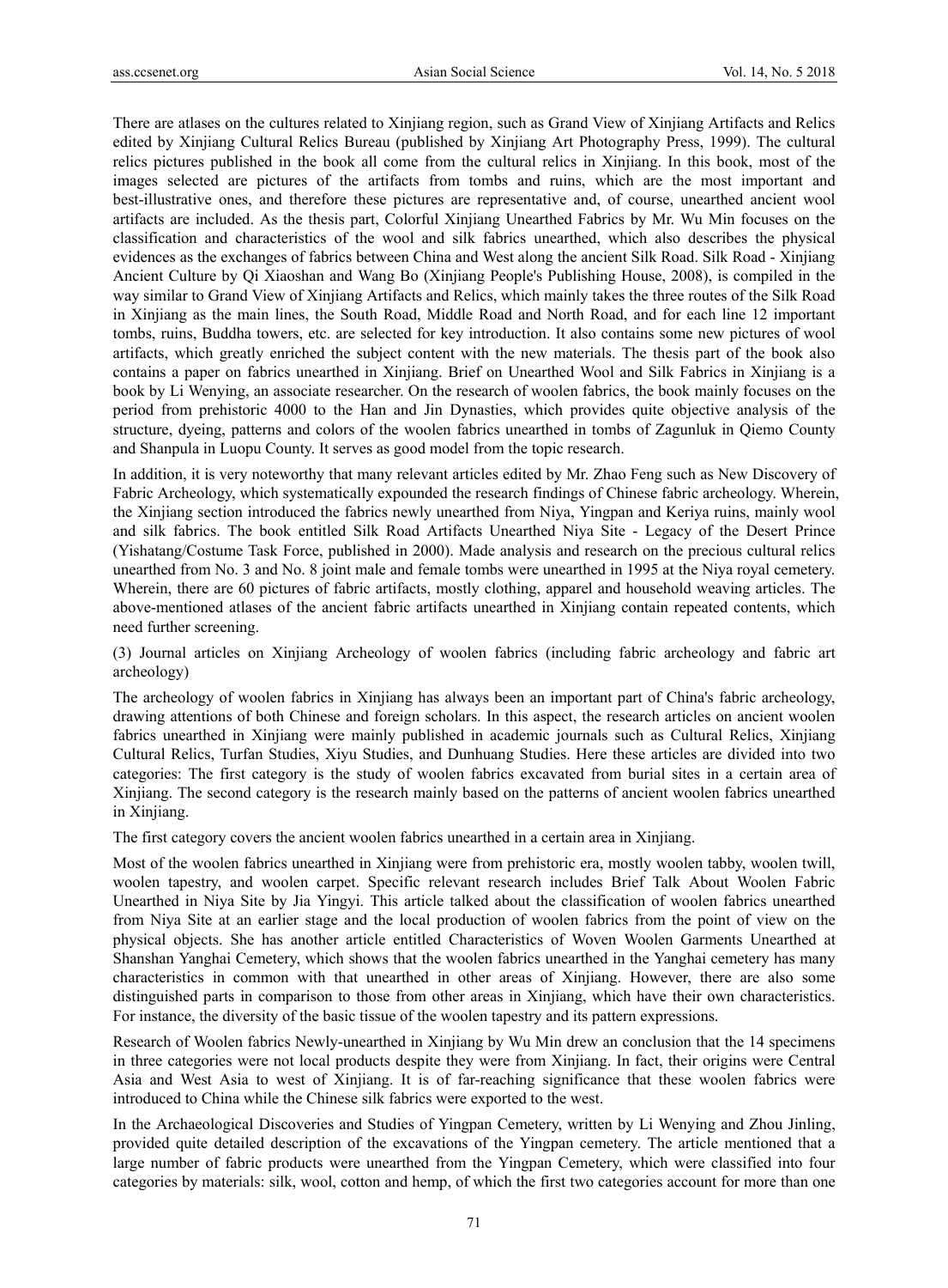There are atlases on the cultures related to Xinjiang region, such as Grand View of Xinjiang Artifacts and Relics edited by Xinjiang Cultural Relics Bureau (published by Xinjiang Art Photography Press, 1999). The cultural relics pictures published in the book all come from the cultural relics in Xinjiang. In this book, most of the images selected are pictures of the artifacts from tombs and ruins, which are the most important and best-illustrative ones, and therefore these pictures are representative and, of course, unearthed ancient wool artifacts are included. As the thesis part, Colorful Xinjiang Unearthed Fabrics by Mr. Wu Min focuses on the classification and characteristics of the wool and silk fabrics unearthed, which also describes the physical evidences as the exchanges of fabrics between China and West along the ancient Silk Road. Silk Road - Xinjiang Ancient Culture by Qi Xiaoshan and Wang Bo (Xinjiang People's Publishing House, 2008), is compiled in the way similar to Grand View of Xinjiang Artifacts and Relics, which mainly takes the three routes of the Silk Road in Xinjiang as the main lines, the South Road, Middle Road and North Road, and for each line 12 important tombs, ruins, Buddha towers, etc. are selected for key introduction. It also contains some new pictures of wool artifacts, which greatly enriched the subject content with the new materials. The thesis part of the book also contains a paper on fabrics unearthed in Xinjiang. Brief on Unearthed Wool and Silk Fabrics in Xinjiang is a book by Li Wenying, an associate researcher. On the research of woolen fabrics, the book mainly focuses on the period from prehistoric 4000 to the Han and Jin Dynasties, which provides quite objective analysis of the structure, dyeing, patterns and colors of the woolen fabrics unearthed in tombs of Zagunluk in Qiemo County and Shanpula in Luopu County. It serves as good model from the topic research.

In addition, it is very noteworthy that many relevant articles edited by Mr. Zhao Feng such as New Discovery of Fabric Archeology, which systematically expounded the research findings of Chinese fabric archeology. Wherein, the Xinjiang section introduced the fabrics newly unearthed from Niya, Yingpan and Keriya ruins, mainly wool and silk fabrics. The book entitled Silk Road Artifacts Unearthed Niya Site - Legacy of the Desert Prince (Yishatang/Costume Task Force, published in 2000). Made analysis and research on the precious cultural relics unearthed from No. 3 and No. 8 joint male and female tombs were unearthed in 1995 at the Niya royal cemetery. Wherein, there are 60 pictures of fabric artifacts, mostly clothing, apparel and household weaving articles. The above-mentioned atlases of the ancient fabric artifacts unearthed in Xinjiang contain repeated contents, which need further screening.

(3) Journal articles on Xinjiang Archeology of woolen fabrics (including fabric archeology and fabric art archeology)

The archeology of woolen fabrics in Xinjiang has always been an important part of China's fabric archeology, drawing attentions of both Chinese and foreign scholars. In this aspect, the research articles on ancient woolen fabrics unearthed in Xinjiang were mainly published in academic journals such as Cultural Relics, Xinjiang Cultural Relics, Turfan Studies, Xiyu Studies, and Dunhuang Studies. Here these articles are divided into two categories: The first category is the study of woolen fabrics excavated from burial sites in a certain area of Xinjiang. The second category is the research mainly based on the patterns of ancient woolen fabrics unearthed in Xinjiang.

The first category covers the ancient woolen fabrics unearthed in a certain area in Xinjiang.

Most of the woolen fabrics unearthed in Xinjiang were from prehistoric era, mostly woolen tabby, woolen twill, woolen tapestry, and woolen carpet. Specific relevant research includes Brief Talk About Woolen Fabric Unearthed in Niya Site by Jia Yingyi. This article talked about the classification of woolen fabrics unearthed from Niya Site at an earlier stage and the local production of woolen fabrics from the point of view on the physical objects. She has another article entitled Characteristics of Woven Woolen Garments Unearthed at Shanshan Yanghai Cemetery, which shows that the woolen fabrics unearthed in the Yanghai cemetery has many characteristics in common with that unearthed in other areas of Xinjiang. However, there are also some distinguished parts in comparison to those from other areas in Xinjiang, which have their own characteristics. For instance, the diversity of the basic tissue of the woolen tapestry and its pattern expressions.

Research of Woolen fabrics Newly-unearthed in Xinjiang by Wu Min drew an conclusion that the 14 specimens in three categories were not local products despite they were from Xinjiang. In fact, their origins were Central Asia and West Asia to west of Xinjiang. It is of far-reaching significance that these woolen fabrics were introduced to China while the Chinese silk fabrics were exported to the west.

In the Archaeological Discoveries and Studies of Yingpan Cemetery, written by Li Wenying and Zhou Jinling, provided quite detailed description of the excavations of the Yingpan cemetery. The article mentioned that a large number of fabric products were unearthed from the Yingpan Cemetery, which were classified into four categories by materials: silk, wool, cotton and hemp, of which the first two categories account for more than one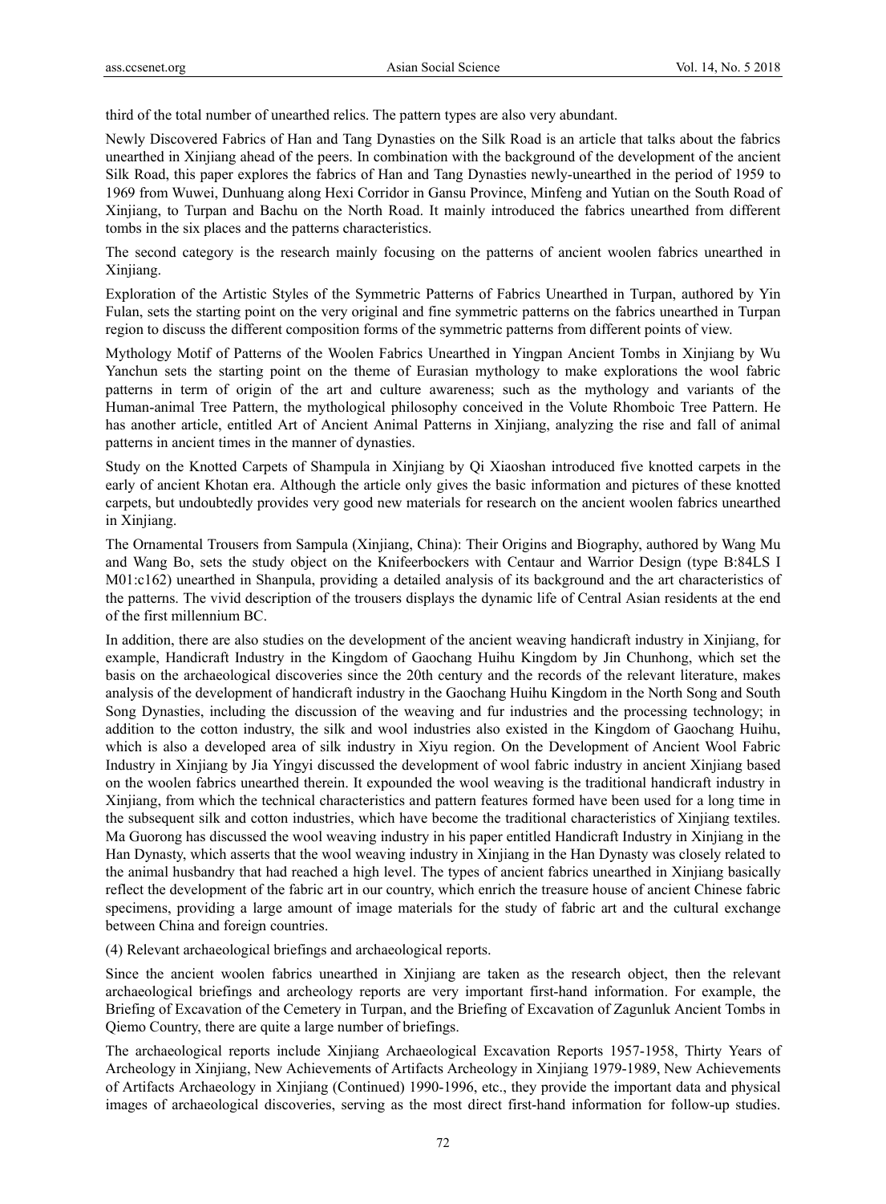third of the total number of unearthed relics. The pattern types are also very abundant.

Newly Discovered Fabrics of Han and Tang Dynasties on the Silk Road is an article that talks about the fabrics unearthed in Xinjiang ahead of the peers. In combination with the background of the development of the ancient Silk Road, this paper explores the fabrics of Han and Tang Dynasties newly-unearthed in the period of 1959 to 1969 from Wuwei, Dunhuang along Hexi Corridor in Gansu Province, Minfeng and Yutian on the South Road of Xinjiang, to Turpan and Bachu on the North Road. It mainly introduced the fabrics unearthed from different tombs in the six places and the patterns characteristics.

The second category is the research mainly focusing on the patterns of ancient woolen fabrics unearthed in Xinjiang.

Exploration of the Artistic Styles of the Symmetric Patterns of Fabrics Unearthed in Turpan, authored by Yin Fulan, sets the starting point on the very original and fine symmetric patterns on the fabrics unearthed in Turpan region to discuss the different composition forms of the symmetric patterns from different points of view.

Mythology Motif of Patterns of the Woolen Fabrics Unearthed in Yingpan Ancient Tombs in Xinjiang by Wu Yanchun sets the starting point on the theme of Eurasian mythology to make explorations the wool fabric patterns in term of origin of the art and culture awareness; such as the mythology and variants of the Human-animal Tree Pattern, the mythological philosophy conceived in the Volute Rhomboic Tree Pattern. He has another article, entitled Art of Ancient Animal Patterns in Xinjiang, analyzing the rise and fall of animal patterns in ancient times in the manner of dynasties.

Study on the Knotted Carpets of Shampula in Xinjiang by Qi Xiaoshan introduced five knotted carpets in the early of ancient Khotan era. Although the article only gives the basic information and pictures of these knotted carpets, but undoubtedly provides very good new materials for research on the ancient woolen fabrics unearthed in Xinjiang.

The Ornamental Trousers from Sampula (Xinjiang, China): Their Origins and Biography, authored by Wang Mu and Wang Bo, sets the study object on the Knifeerbockers with Centaur and Warrior Design (type B:84LS I M01:c162) unearthed in Shanpula, providing a detailed analysis of its background and the art characteristics of the patterns. The vivid description of the trousers displays the dynamic life of Central Asian residents at the end of the first millennium BC.

In addition, there are also studies on the development of the ancient weaving handicraft industry in Xinjiang, for example, Handicraft Industry in the Kingdom of Gaochang Huihu Kingdom by Jin Chunhong, which set the basis on the archaeological discoveries since the 20th century and the records of the relevant literature, makes analysis of the development of handicraft industry in the Gaochang Huihu Kingdom in the North Song and South Song Dynasties, including the discussion of the weaving and fur industries and the processing technology; in addition to the cotton industry, the silk and wool industries also existed in the Kingdom of Gaochang Huihu, which is also a developed area of silk industry in Xiyu region. On the Development of Ancient Wool Fabric Industry in Xinjiang by Jia Yingyi discussed the development of wool fabric industry in ancient Xinjiang based on the woolen fabrics unearthed therein. It expounded the wool weaving is the traditional handicraft industry in Xinjiang, from which the technical characteristics and pattern features formed have been used for a long time in the subsequent silk and cotton industries, which have become the traditional characteristics of Xinjiang textiles. Ma Guorong has discussed the wool weaving industry in his paper entitled Handicraft Industry in Xinjiang in the Han Dynasty, which asserts that the wool weaving industry in Xinjiang in the Han Dynasty was closely related to the animal husbandry that had reached a high level. The types of ancient fabrics unearthed in Xinjiang basically reflect the development of the fabric art in our country, which enrich the treasure house of ancient Chinese fabric specimens, providing a large amount of image materials for the study of fabric art and the cultural exchange between China and foreign countries.

(4) Relevant archaeological briefings and archaeological reports.

Since the ancient woolen fabrics unearthed in Xinjiang are taken as the research object, then the relevant archaeological briefings and archeology reports are very important first-hand information. For example, the Briefing of Excavation of the Cemetery in Turpan, and the Briefing of Excavation of Zagunluk Ancient Tombs in Qiemo Country, there are quite a large number of briefings.

The archaeological reports include Xinjiang Archaeological Excavation Reports 1957-1958, Thirty Years of Archeology in Xinjiang, New Achievements of Artifacts Archeology in Xinjiang 1979-1989, New Achievements of Artifacts Archaeology in Xinjiang (Continued) 1990-1996, etc., they provide the important data and physical images of archaeological discoveries, serving as the most direct first-hand information for follow-up studies.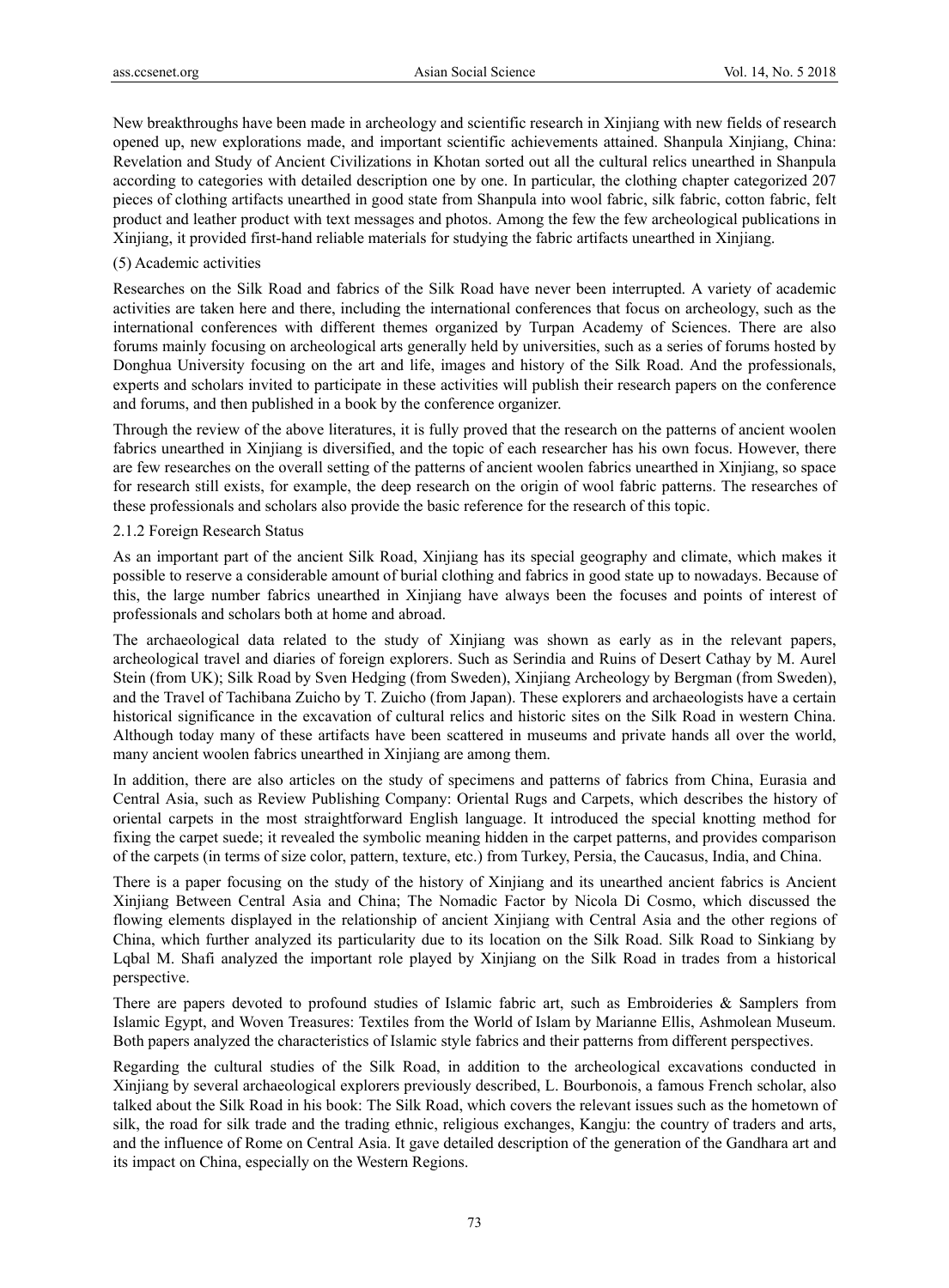New breakthroughs have been made in archeology and scientific research in Xinjiang with new fields of research opened up, new explorations made, and important scientific achievements attained. Shanpula Xinjiang, China: Revelation and Study of Ancient Civilizations in Khotan sorted out all the cultural relics unearthed in Shanpula according to categories with detailed description one by one. In particular, the clothing chapter categorized 207 pieces of clothing artifacts unearthed in good state from Shanpula into wool fabric, silk fabric, cotton fabric, felt product and leather product with text messages and photos. Among the few the few archeological publications in Xinjiang, it provided first-hand reliable materials for studying the fabric artifacts unearthed in Xinjiang.

(5) Academic activities

Researches on the Silk Road and fabrics of the Silk Road have never been interrupted. A variety of academic activities are taken here and there, including the international conferences that focus on archeology, such as the international conferences with different themes organized by Turpan Academy of Sciences. There are also forums mainly focusing on archeological arts generally held by universities, such as a series of forums hosted by Donghua University focusing on the art and life, images and history of the Silk Road. And the professionals, experts and scholars invited to participate in these activities will publish their research papers on the conference and forums, and then published in a book by the conference organizer.

Through the review of the above literatures, it is fully proved that the research on the patterns of ancient woolen fabrics unearthed in Xinjiang is diversified, and the topic of each researcher has his own focus. However, there are few researches on the overall setting of the patterns of ancient woolen fabrics unearthed in Xinjiang, so space for research still exists, for example, the deep research on the origin of wool fabric patterns. The researches of these professionals and scholars also provide the basic reference for the research of this topic.

### 2.1.2 Foreign Research Status

As an important part of the ancient Silk Road, Xinjiang has its special geography and climate, which makes it possible to reserve a considerable amount of burial clothing and fabrics in good state up to nowadays. Because of this, the large number fabrics unearthed in Xinjiang have always been the focuses and points of interest of professionals and scholars both at home and abroad.

The archaeological data related to the study of Xinjiang was shown as early as in the relevant papers, archeological travel and diaries of foreign explorers. Such as Serindia and Ruins of Desert Cathay by M. Aurel Stein (from UK); Silk Road by Sven Hedging (from Sweden), Xinjiang Archeology by Bergman (from Sweden), and the Travel of Tachibana Zuicho by T. Zuicho (from Japan). These explorers and archaeologists have a certain historical significance in the excavation of cultural relics and historic sites on the Silk Road in western China. Although today many of these artifacts have been scattered in museums and private hands all over the world, many ancient woolen fabrics unearthed in Xinjiang are among them.

In addition, there are also articles on the study of specimens and patterns of fabrics from China, Eurasia and Central Asia, such as Review Publishing Company: Oriental Rugs and Carpets, which describes the history of oriental carpets in the most straightforward English language. It introduced the special knotting method for fixing the carpet suede; it revealed the symbolic meaning hidden in the carpet patterns, and provides comparison of the carpets (in terms of size color, pattern, texture, etc.) from Turkey, Persia, the Caucasus, India, and China.

There is a paper focusing on the study of the history of Xinjiang and its unearthed ancient fabrics is Ancient Xinjiang Between Central Asia and China; The Nomadic Factor by Nicola Di Cosmo, which discussed the flowing elements displayed in the relationship of ancient Xinjiang with Central Asia and the other regions of China, which further analyzed its particularity due to its location on the Silk Road. Silk Road to Sinkiang by Lqbal M. Shafi analyzed the important role played by Xinjiang on the Silk Road in trades from a historical perspective.

There are papers devoted to profound studies of Islamic fabric art, such as Embroideries & Samplers from Islamic Egypt, and Woven Treasures: Textiles from the World of Islam by Marianne Ellis, Ashmolean Museum. Both papers analyzed the characteristics of Islamic style fabrics and their patterns from different perspectives.

Regarding the cultural studies of the Silk Road, in addition to the archeological excavations conducted in Xinjiang by several archaeological explorers previously described, L. Bourbonois, a famous French scholar, also talked about the Silk Road in his book: The Silk Road, which covers the relevant issues such as the hometown of silk, the road for silk trade and the trading ethnic, religious exchanges, Kangju: the country of traders and arts, and the influence of Rome on Central Asia. It gave detailed description of the generation of the Gandhara art and its impact on China, especially on the Western Regions.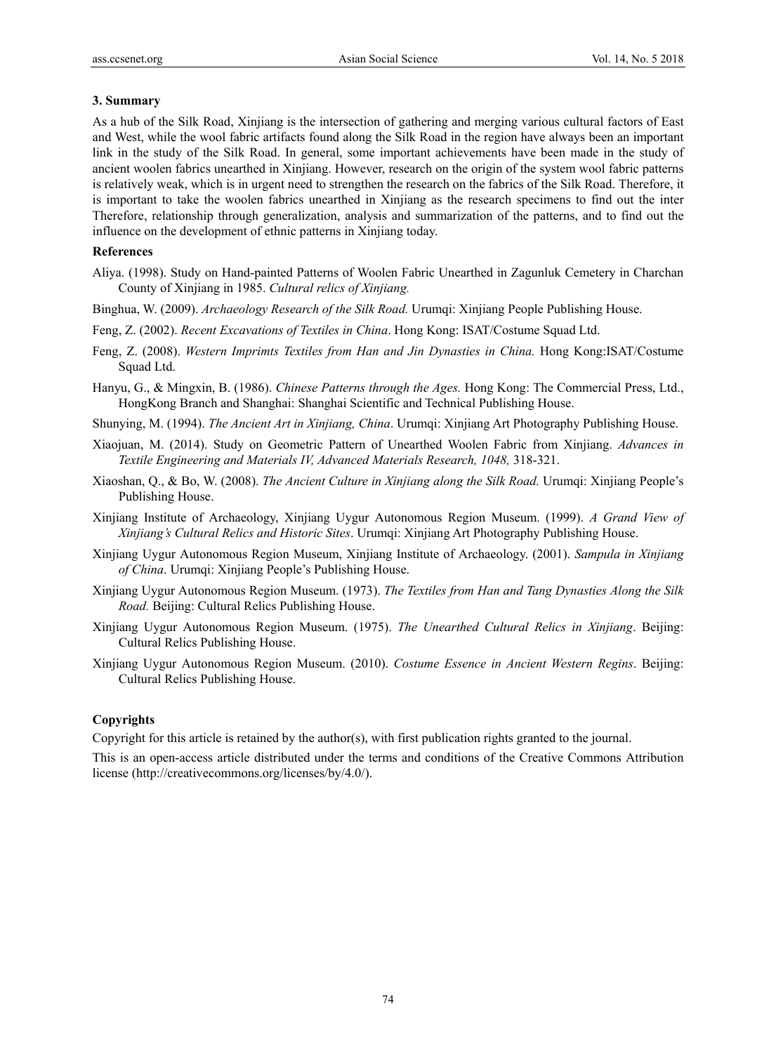### 3. Summary

As a hub of the Silk Road, Xinjiang is the intersection of gathering and merging various cultural factors of East and West, while the wool fabric artifacts found along the Silk Road in the region have always been an important link in the study of the Silk Road. In general, some important achievements have been made in the study of ancient woolen fabrics unearthed in Xinjiang. However, research on the origin of the system wool fabric patterns is relatively weak, which is in urgent need to strengthen the research on the fabrics of the Silk Road. Therefore, it is important to take the woolen fabrics unearthed in Xinjiang as the research specimens to find out the inter Therefore, relationship through generalization, analysis and summarization of the patterns, and to find out the influence on the development of ethnic patterns in Xinjiang today.

### References

Aliya. (1998). Study on Hand-painted Patterns of Woolen Fabric Unearthed in Zagunluk Cemetery in Charchan County of Xinjiang in 1985. *Cultural relics of Xinjiang.*

Binghua, W. (2009). *Archaeology Research of the Silk Road.* Urumqi: Xinjiang People Publishing House.

Feng, Z. (2002). *Recent Excavations of Textiles in China*. Hong Kong: ISAT/Costume Squad Ltd.

Feng, Z. (2008). *Western Imprimts Textiles from Han and Jin Dynasties in China.* Hong Kong:ISAT/Costume Squad Ltd.

Hanyu, G., & Mingxin, B. (1986). *Chinese Patterns through the Ages.* Hong Kong: The Commercial Press, Ltd., HongKong Branch and Shanghai: Shanghai Scientific and Technical Publishing House.

Shunying, M. (1994). *The Ancient Art in Xinjiang, China*. Urumqi: Xinjiang Art Photography Publishing House.

Xiaojuan, M. (2014). Study on Geometric Pattern of Unearthed Woolen Fabric from Xinjiang. *Advances in Textile Engineering and Materials IV, Advanced Materials Research, 1048,* 318-321.

Xiaoshan, Q., & Bo, W. (2008). *The Ancient Culture in Xinjiang along the Silk Road.* Urumqi: Xinjiang People's Publishing House.

Xinjiang Institute of Archaeology, Xinjiang Uygur Autonomous Region Museum. (1999). *A Grand View of Xinjiang's Cultural Relics and Historic Sites*. Urumqi: Xinjiang Art Photography Publishing House.

Xinjiang Uygur Autonomous Region Museum, Xinjiang Institute of Archaeology. (2001). *Sampula in Xinjiang of China*. Urumqi: Xinjiang People's Publishing House.

Xinjiang Uygur Autonomous Region Museum. (1973). *The Textiles from Han and Tang Dynasties Along the Silk Road.* Beijing: Cultural Relics Publishing House.

Xinjiang Uygur Autonomous Region Museum. (1975). *The Unearthed Cultural Relics in Xinjiang*. Beijing: Cultural Relics Publishing House.

Xinjiang Uygur Autonomous Region Museum. (2010). *Costume Essence in Ancient Western Regins*. Beijing: Cultural Relics Publishing House.

### Copyrights

Copyright for this article is retained by the author(s), with first publication rights granted to the journal.

This is an open-access article distributed under the terms and conditions of the Creative Commons Attribution license (http://creativecommons.org/licenses/by/4.0/).